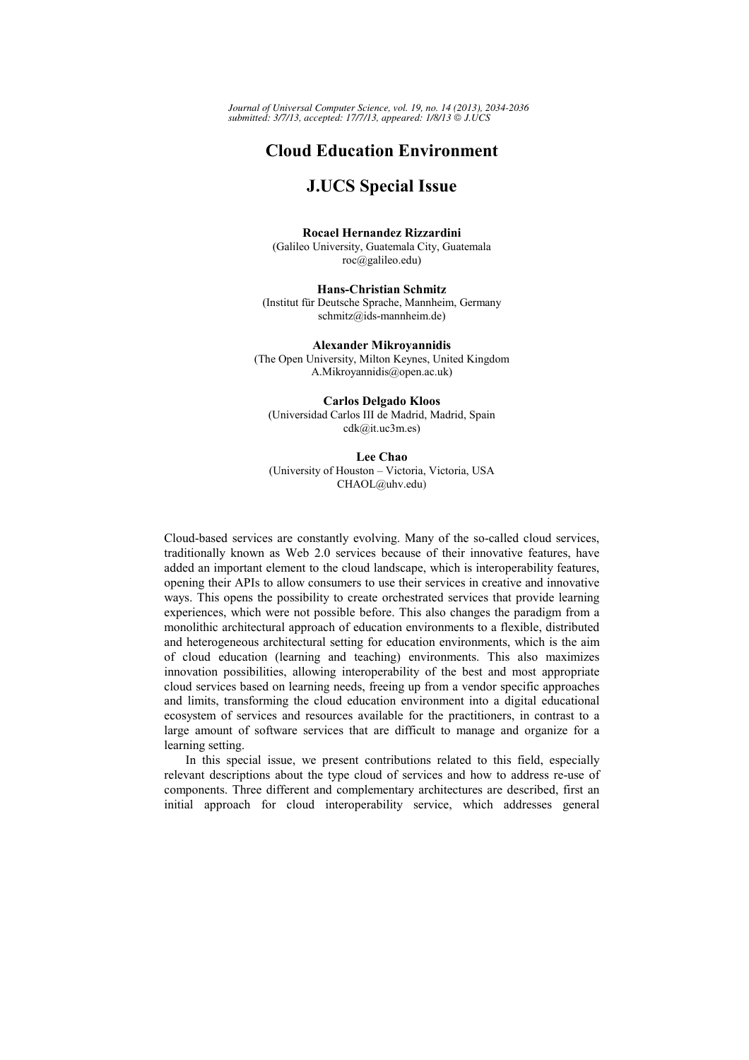# Cloud Education Environment

## J.UCS Special Issue

**Rocael Hernandez Rizzardini**
(Galileo University, Guatemala City, Guatemala
roc@galileo.edu)

**Hans-Christian Schmitz**
(Institut für Deutsche Sprache, Mannheim, Germany
schmitz@ids-mannheim.de)

**Alexander Mikroyannidis**
(The Open University, Milton Keynes, United Kingdom
A.Mikroyannidis@open.ac.uk)

**Carlos Delgado Kloos**
(Universidad Carlos III de Madrid, Madrid, Spain
cdk@it.uc3m.es)

**Lee Chao**
(University of Houston – Victoria, Victoria, USA
CHAOL@uhv.edu)

Cloud-based services are constantly evolving. Many of the so-called cloud services, traditionally known as Web 2.0 services because of their innovative features, have added an important element to the cloud landscape, which is interoperability features, opening their APIs to allow consumers to use their services in creative and innovative ways. This opens the possibility to create orchestrated services that provide learning experiences, which were not possible before. This also changes the paradigm from a monolithic architectural approach of education environments to a flexible, distributed and heterogeneous architectural setting for education environments, which is the aim of cloud education (learning and teaching) environments. This also maximizes innovation possibilities, allowing interoperability of the best and most appropriate cloud services based on learning needs, freeing up from a vendor specific approaches and limits, transforming the cloud education environment into a digital educational ecosystem of services and resources available for the practitioners, in contrast to a large amount of software services that are difficult to manage and organize for a learning setting.

In this special issue, we present contributions related to this field, especially relevant descriptions about the type cloud of services and how to address re-use of components. Three different and complementary architectures are described, first an initial approach for cloud interoperability service, which addresses general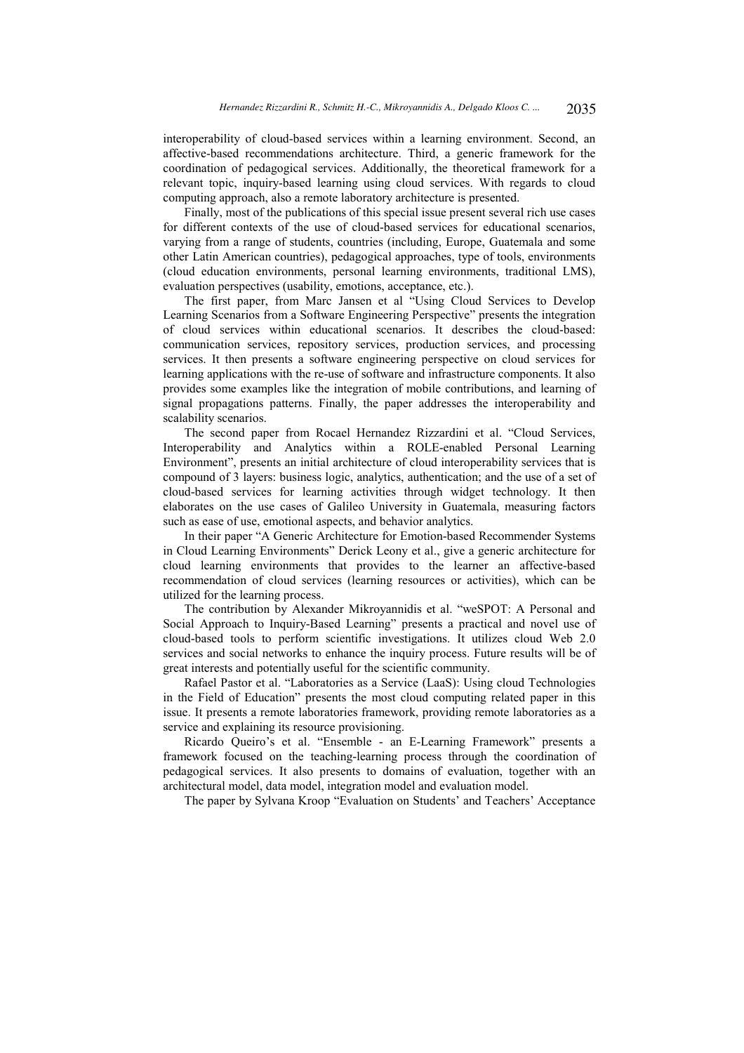interoperability of cloud-based services within a learning environment. Second, an affective-based recommendations architecture. Third, a generic framework for the coordination of pedagogical services. Additionally, the theoretical framework for a relevant topic, inquiry-based learning using cloud services. With regards to cloud computing approach, also a remote laboratory architecture is presented.

Finally, most of the publications of this special issue present several rich use cases for different contexts of the use of cloud-based services for educational scenarios, varying from a range of students, countries (including, Europe, Guatemala and some other Latin American countries), pedagogical approaches, type of tools, environments (cloud education environments, personal learning environments, traditional LMS), evaluation perspectives (usability, emotions, acceptance, etc.).

The first paper, from Marc Jansen et al "Using Cloud Services to Develop Learning Scenarios from a Software Engineering Perspective" presents the integration of cloud services within educational scenarios. It describes the cloud-based: communication services, repository services, production services, and processing services. It then presents a software engineering perspective on cloud services for learning applications with the re-use of software and infrastructure components. It also provides some examples like the integration of mobile contributions, and learning of signal propagations patterns. Finally, the paper addresses the interoperability and scalability scenarios.

The second paper from Rocael Hernandez Rizzardini et al. "Cloud Services, Interoperability and Analytics within a ROLE-enabled Personal Learning Environment", presents an initial architecture of cloud interoperability services that is compound of 3 layers: business logic, analytics, authentication; and the use of a set of cloud-based services for learning activities through widget technology. It then elaborates on the use cases of Galileo University in Guatemala, measuring factors such as ease of use, emotional aspects, and behavior analytics.

In their paper "A Generic Architecture for Emotion-based Recommender Systems in Cloud Learning Environments" Derick Leony et al., give a generic architecture for cloud learning environments that provides to the learner an affective-based recommendation of cloud services (learning resources or activities), which can be utilized for the learning process.

The contribution by Alexander Mikroyannidis et al. "weSPOT: A Personal and Social Approach to Inquiry-Based Learning" presents a practical and novel use of cloud-based tools to perform scientific investigations. It utilizes cloud Web 2.0 services and social networks to enhance the inquiry process. Future results will be of great interests and potentially useful for the scientific community.

Rafael Pastor et al. "Laboratories as a Service (LaaS): Using cloud Technologies in the Field of Education" presents the most cloud computing related paper in this issue. It presents a remote laboratories framework, providing remote laboratories as a service and explaining its resource provisioning.

Ricardo Queiro's et al. "Ensemble - an E-Learning Framework" presents a framework focused on the teaching-learning process through the coordination of pedagogical services. It also presents to domains of evaluation, together with an architectural model, data model, integration model and evaluation model.

The paper by Sylvana Kroop "Evaluation on Students' and Teachers' Acceptance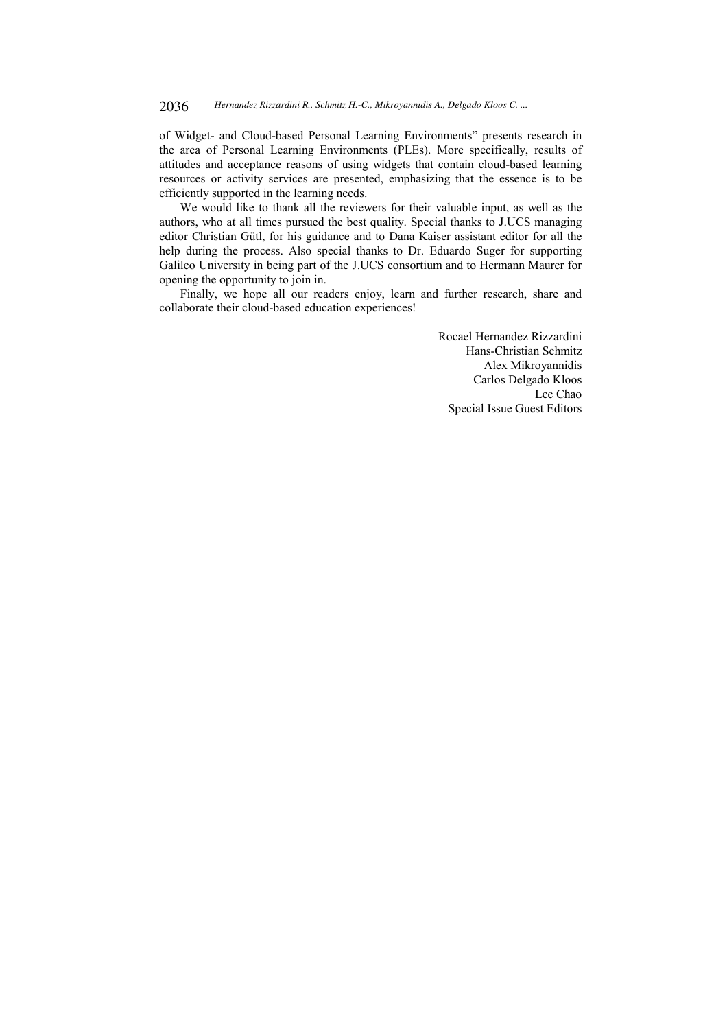of Widget- and Cloud-based Personal Learning Environments" presents research in the area of Personal Learning Environments (PLEs). More specifically, results of attitudes and acceptance reasons of using widgets that contain cloud-based learning resources or activity services are presented, emphasizing that the essence is to be efficiently supported in the learning needs.

We would like to thank all the reviewers for their valuable input, as well as the authors, who at all times pursued the best quality. Special thanks to J.UCS managing editor Christian Gütl, for his guidance and to Dana Kaiser assistant editor for all the help during the process. Also special thanks to Dr. Eduardo Suger for supporting Galileo University in being part of the J.UCS consortium and to Hermann Maurer for opening the opportunity to join in.

Finally, we hope all our readers enjoy, learn and further research, share and collaborate their cloud-based education experiences!

Rocael Hernandez Rizzardini
Hans-Christian Schmitz
Alex Mikroyannidis
Carlos Delgado Kloos
Lee Chao
Special Issue Guest Editors